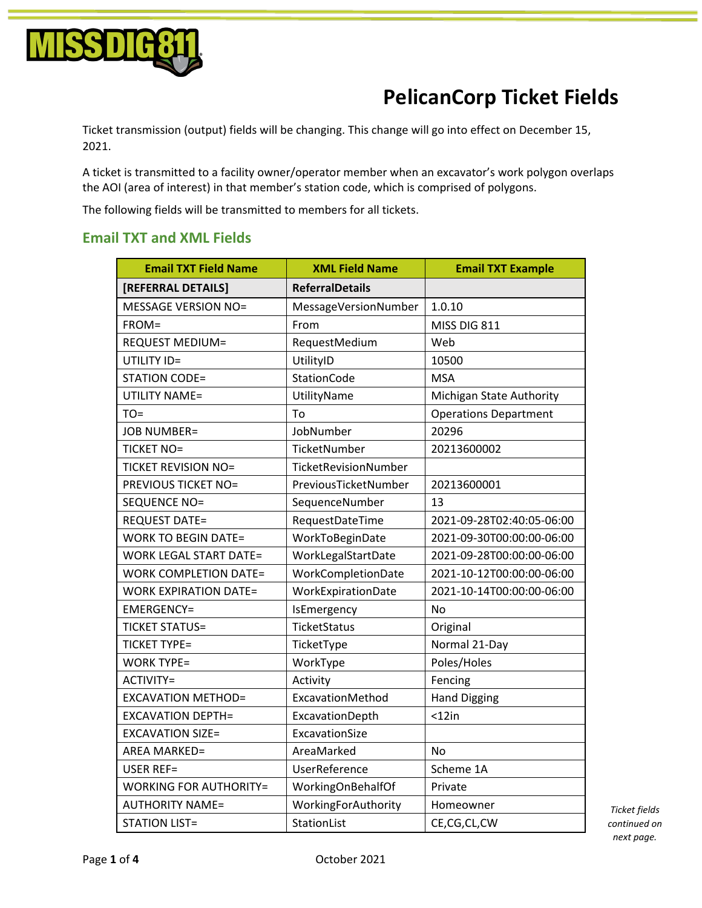# PelicanCorp Ticket Fields

Ticket transmission (output) fields will be changing. This change will go into effect on December 15, 2021.

A ticket is transmitted to a facility owner/operator member when an excavator's work polygon overlaps the AOI (area of interest) in that member's station code, which is comprised of polygons.

The following fields will be transmitted to members for all tickets.

## Email TXT and XML Fields

| Email TXT Field Name | XML Field Name | Email TXT Example |
|---|---|---|
| **[REFERRAL DETAILS]** | **ReferralDetails** | |
| MESSAGE VERSION NO= | MessageVersionNumber | 1.0.10 |
| FROM= | From | MISS DIG 811 |
| REQUEST MEDIUM= | RequestMedium | Web |
| UTILITY ID= | UtilityID | 10500 |
| STATION CODE= | StationCode | MSA |
| UTILITY NAME= | UtilityName | Michigan State Authority |
| TO= | To | Operations Department |
| JOB NUMBER= | JobNumber | 20296 |
| TICKET NO= | TicketNumber | 20213600002 |
| TICKET REVISION NO= | TicketRevisionNumber | |
| PREVIOUS TICKET NO= | PreviousTicketNumber | 20213600001 |
| SEQUENCE NO= | SequenceNumber | 13 |
| REQUEST DATE= | RequestDateTime | 2021-09-28T02:40:05-06:00 |
| WORK TO BEGIN DATE= | WorkToBeginDate | 2021-09-30T00:00:00-06:00 |
| WORK LEGAL START DATE= | WorkLegalStartDate | 2021-09-28T00:00:00-06:00 |
| WORK COMPLETION DATE= | WorkCompletionDate | 2021-10-12T00:00:00-06:00 |
| WORK EXPIRATION DATE= | WorkExpirationDate | 2021-10-14T00:00:00-06:00 |
| EMERGENCY= | IsEmergency | No |
| TICKET STATUS= | TicketStatus | Original |
| TICKET TYPE= | TicketType | Normal 21-Day |
| WORK TYPE= | WorkType | Poles/Holes |
| ACTIVITY= | Activity | Fencing |
| EXCAVATION METHOD= | ExcavationMethod | Hand Digging |
| EXCAVATION DEPTH= | ExcavationDepth | <12in |
| EXCAVATION SIZE= | ExcavationSize | |
| AREA MARKED= | AreaMarked | No |
| USER REF= | UserReference | Scheme 1A |
| WORKING FOR AUTHORITY= | WorkingOnBehalfOf | Private |
| AUTHORITY NAME= | WorkingForAuthority | Homeowner |
| STATION LIST= | StationList | CE,CG,CL,CW |

*Ticket fields continued on next page.*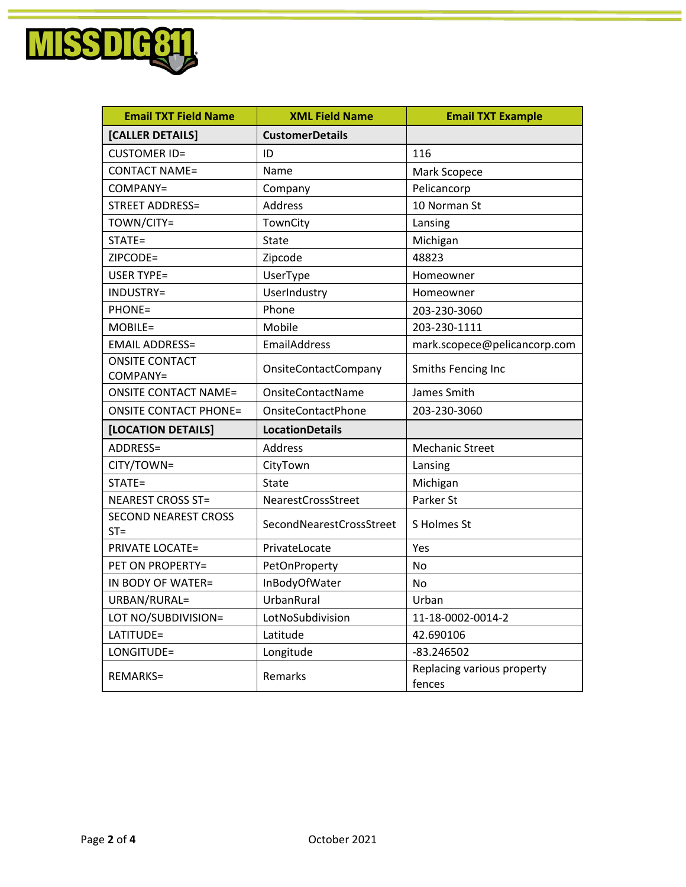| Email TXT Field Name | XML Field Name | Email TXT Example |
|---|---|---|
| **[CALLER DETAILS]** | **CustomerDetails** | |
| CUSTOMER ID= | ID | 116 |
| CONTACT NAME= | Name | Mark Scopece |
| COMPANY= | Company | Pelicancorp |
| STREET ADDRESS= | Address | 10 Norman St |
| TOWN/CITY= | TownCity | Lansing |
| STATE= | State | Michigan |
| ZIPCODE= | Zipcode | 48823 |
| USER TYPE= | UserType | Homeowner |
| INDUSTRY= | UserIndustry | Homeowner |
| PHONE= | Phone | 203-230-3060 |
| MOBILE= | Mobile | 203-230-1111 |
| EMAIL ADDRESS= | EmailAddress | mark.scopece@pelicancorp.com |
| ONSITE CONTACT COMPANY= | OnsiteContactCompany | Smiths Fencing Inc |
| ONSITE CONTACT NAME= | OnsiteContactName | James Smith |
| ONSITE CONTACT PHONE= | OnsiteContactPhone | 203-230-3060 |
| **[LOCATION DETAILS]** | **LocationDetails** | |
| ADDRESS= | Address | Mechanic Street |
| CITY/TOWN= | CityTown | Lansing |
| STATE= | State | Michigan |
| NEAREST CROSS ST= | NearestCrossStreet | Parker St |
| SECOND NEAREST CROSS ST= | SecondNearestCrossStreet | S Holmes St |
| PRIVATE LOCATE= | PrivateLocate | Yes |
| PET ON PROPERTY= | PetOnProperty | No |
| IN BODY OF WATER= | InBodyOfWater | No |
| URBAN/RURAL= | UrbanRural | Urban |
| LOT NO/SUBDIVISION= | LotNoSubdivision | 11-18-0002-0014-2 |
| LATITUDE= | Latitude | 42.690106 |
| LONGITUDE= | Longitude | -83.246502 |
| REMARKS= | Remarks | Replacing various property fences |

October 2021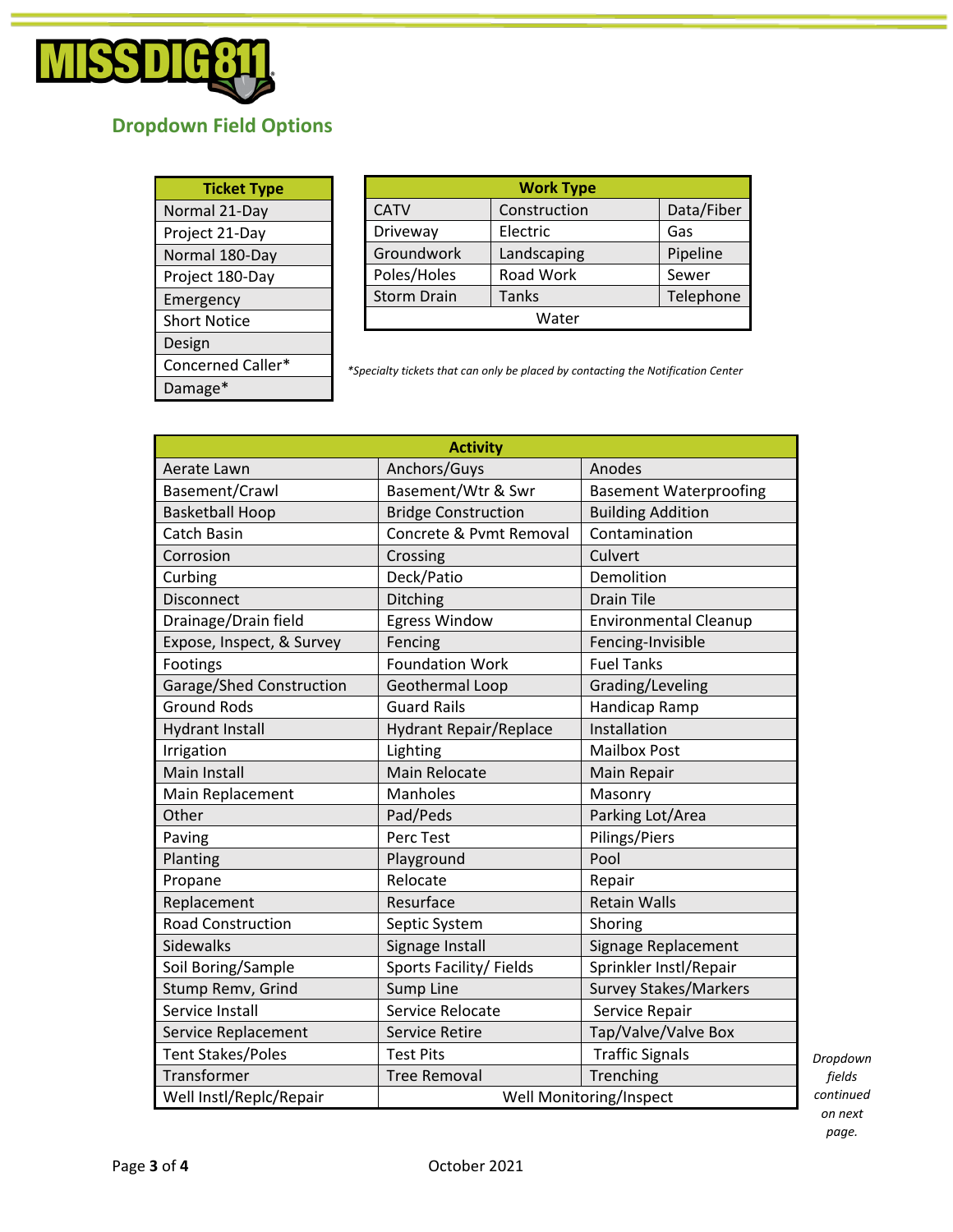## Dropdown Field Options

| Ticket Type |
|---|
| Normal 21-Day |
| Project 21-Day |
| Normal 180-Day |
| Project 180-Day |
| Emergency |
| Short Notice |
| Design |
| Concerned Caller* |
| Damage* |

| Work Type | | |
|---|---|---|
| CATV | Construction | Data/Fiber |
| Driveway | Electric | Gas |
| Groundwork | Landscaping | Pipeline |
| Poles/Holes | Road Work | Sewer |
| Storm Drain | Tanks | Telephone |
| Water | | |

*\*Specialty tickets that can only be placed by contacting the Notification Center*

| Activity | | |
|---|---|---|
| Aerate Lawn | Anchors/Guys | Anodes |
| Basement/Crawl | Basement/Wtr & Swr | Basement Waterproofing |
| Basketball Hoop | Bridge Construction | Building Addition |
| Catch Basin | Concrete & Pvmt Removal | Contamination |
| Corrosion | Crossing | Culvert |
| Curbing | Deck/Patio | Demolition |
| Disconnect | Ditching | Drain Tile |
| Drainage/Drain field | Egress Window | Environmental Cleanup |
| Expose, Inspect, & Survey | Fencing | Fencing-Invisible |
| Footings | Foundation Work | Fuel Tanks |
| Garage/Shed Construction | Geothermal Loop | Grading/Leveling |
| Ground Rods | Guard Rails | Handicap Ramp |
| Hydrant Install | Hydrant Repair/Replace | Installation |
| Irrigation | Lighting | Mailbox Post |
| Main Install | Main Relocate | Main Repair |
| Main Replacement | Manholes | Masonry |
| Other | Pad/Peds | Parking Lot/Area |
| Paving | Perc Test | Pilings/Piers |
| Planting | Playground | Pool |
| Propane | Relocate | Repair |
| Replacement | Resurface | Retain Walls |
| Road Construction | Septic System | Shoring |
| Sidewalks | Signage Install | Signage Replacement |
| Soil Boring/Sample | Sports Facility/ Fields | Sprinkler Instl/Repair |
| Stump Remv, Grind | Sump Line | Survey Stakes/Markers |
| Service Install | Service Relocate | Service Repair |
| Service Replacement | Service Retire | Tap/Valve/Valve Box |
| Tent Stakes/Poles | Test Pits | Traffic Signals |
| Transformer | Tree Removal | Trenching |
| Well Instl/Replc/Repair | Well Monitoring/Inspect | |

*Dropdown fields continued on next page.*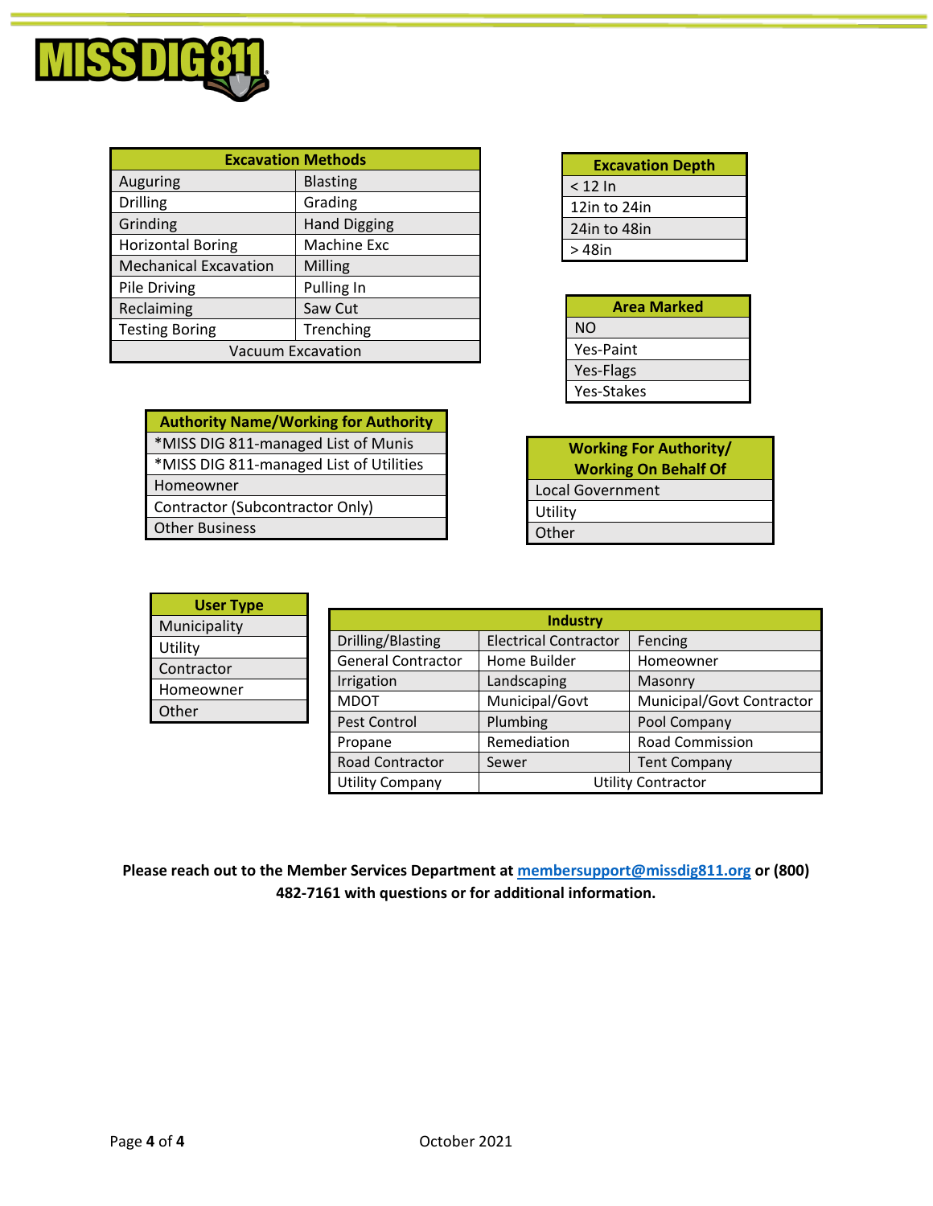| Excavation Methods | |
|---|---|
| Auguring | Blasting |
| Drilling | Grading |
| Grinding | Hand Digging |
| Horizontal Boring | Machine Exc |
| Mechanical Excavation | Milling |
| Pile Driving | Pulling In |
| Reclaiming | Saw Cut |
| Testing Boring | Trenching |
| Vacuum Excavation | |

| Excavation Depth |
|---|
| < 12 In |
| 12in to 24in |
| 24in to 48in |
| > 48in |

| Area Marked |
|---|
| NO |
| Yes-Paint |
| Yes-Flags |
| Yes-Stakes |

| Authority Name/Working for Authority |
|---|
| *MISS DIG 811-managed List of Munis |
| *MISS DIG 811-managed List of Utilities |
| Homeowner |
| Contractor (Subcontractor Only) |
| Other Business |

| Working For Authority/ Working On Behalf Of |
|---|
| Local Government |
| Utility |
| Other |

| User Type |
|---|
| Municipality |
| Utility |
| Contractor |
| Homeowner |
| Other |

| Industry | | |
|---|---|---|
| Drilling/Blasting | Electrical Contractor | Fencing |
| General Contractor | Home Builder | Homeowner |
| Irrigation | Landscaping | Masonry |
| MDOT | Municipal/Govt | Municipal/Govt Contractor |
| Pest Control | Plumbing | Pool Company |
| Propane | Remediation | Road Commission |
| Road Contractor | Sewer | Tent Company |
| Utility Company | Utility Contractor | |

**Please reach out to the Member Services Department at membersupport@missdig811.org or (800) 482-7161 with questions or for additional information.**

October 2021